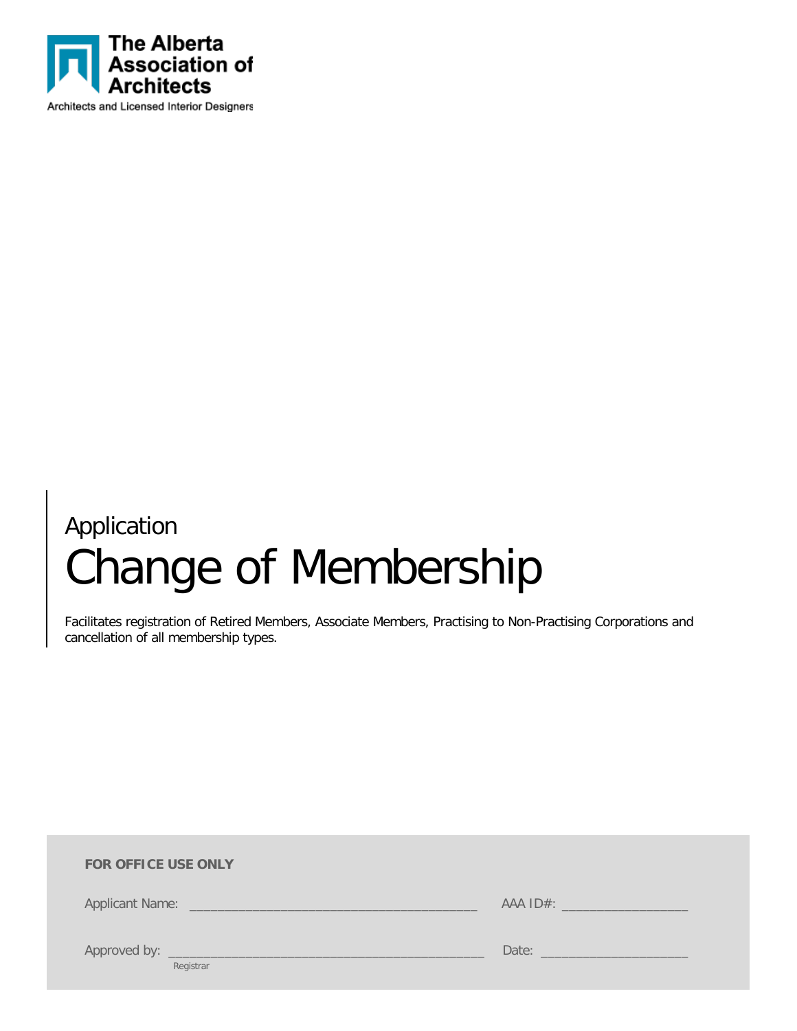The Alberta Association of Architects

Architects and Licensed Interior Designers

Application

# Change of Membership

Facilitates registration of Retired Members, Associate Members, Practising to Non-Practising Corporations and cancellation of all membership types.

**FOR OFFICE USE ONLY**

Applicant Name: ______________________________________ AAA ID#: ________________

Approved by: __________________________________________ Date: ___________________

Registrar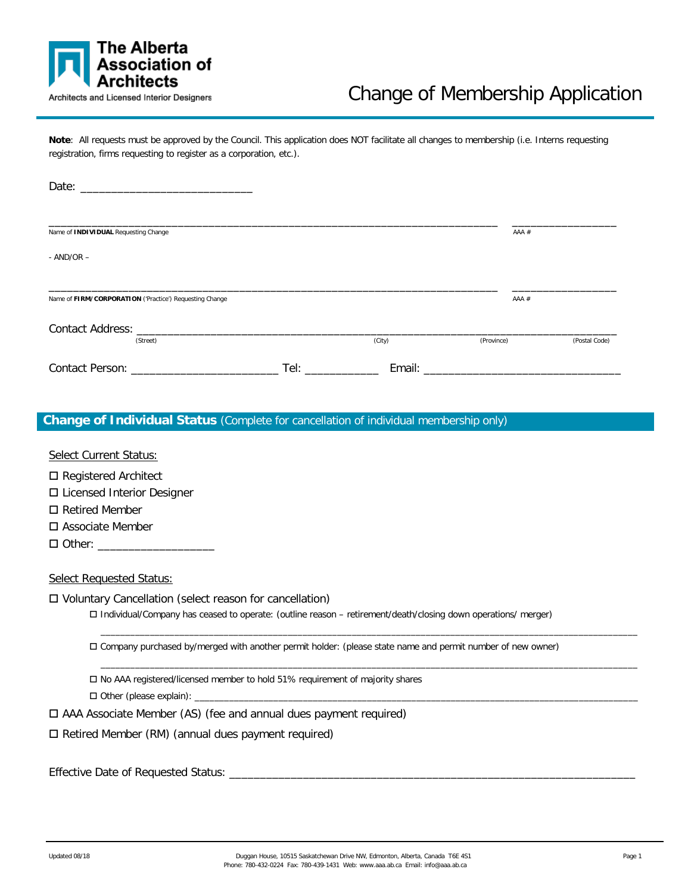The Alberta Association of Architects

Architects and Licensed Interior Designers

# Change of Membership Application

**Note**: All requests must be approved by the Council. This application does NOT facilitate all changes to membership (i.e. Interns requesting registration, firms requesting to register as a corporation, etc.).

Date: ____________________________

______________________________________________________________________ ________________

Name of **INDIVIDUAL** Requesting Change | AAA #

- AND/OR –

______________________________________________________________________ ________________

Name of **FIRM/CORPORATION** ('Practice') Requesting Change | AAA #

Contact Address: ___________________________________________________________________________

(Street) (City) (Province) (Postal Code)

Contact Person: ________________________ Tel: ____________ Email: ________________________________

## Change of Individual Status (Complete for cancellation of individual membership only)

Select Current Status:

- ☐ Registered Architect
- ☐ Licensed Interior Designer
- ☐ Retired Member
- ☐ Associate Member
- ☐ Other: ___________________

Select Requested Status:

- ☐ Voluntary Cancellation (select reason for cancellation)
  - ☐ Individual/Company has ceased to operate: (outline reason – retirement/death/closing down operations/ merger)
    ____________________________________________________________________________________________
  - ☐ Company purchased by/merged with another permit holder: (please state name and permit number of new owner)
    ____________________________________________________________________________________________
  - ☐ No AAA registered/licensed member to hold 51% requirement of majority shares
  - ☐ Other (please explain): ______________________________________________________________________
- ☐ AAA Associate Member (AS) (fee and annual dues payment required)
- ☐ Retired Member (RM) (annual dues payment required)

Effective Date of Requested Status: __________________________________________________________________

Updated 08/18

Duggan House, 10515 Saskatchewan Drive NW, Edmonton, Alberta, Canada T6E 4S1
Phone: 780-432-0224 Fax: 780-439-1431 Web: www.aaa.ab.ca Email: info@aaa.ab.ca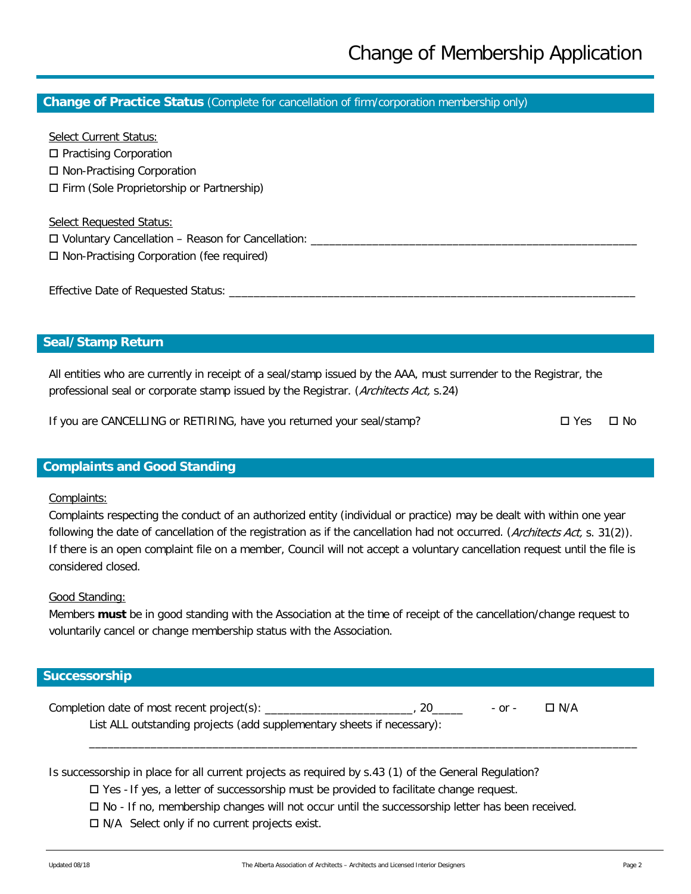# Change of Membership Application

## Change of Practice Status (Complete for cancellation of firm/corporation membership only)

Select Current Status:

☐ Practising Corporation
☐ Non-Practising Corporation
☐ Firm (Sole Proprietorship or Partnership)

Select Requested Status:

☐ Voluntary Cancellation – Reason for Cancellation: ____________________________________________________
☐ Non-Practising Corporation (fee required)

Effective Date of Requested Status: ______________________________________________________________

## Seal/Stamp Return

All entities who are currently in receipt of a seal/stamp issued by the AAA, must surrender to the Registrar, the professional seal or corporate stamp issued by the Registrar. (*Architects Act,* s.24)

If you are CANCELLING or RETIRING, have you returned your seal/stamp? ☐ Yes ☐ No

## Complaints and Good Standing

Complaints:

Complaints respecting the conduct of an authorized entity (individual or practice) may be dealt with within one year following the date of cancellation of the registration as if the cancellation had not occurred. (*Architects Act,* s. 31(2)). If there is an open complaint file on a member, Council will not accept a voluntary cancellation request until the file is considered closed.

Good Standing:

Members **must** be in good standing with the Association at the time of receipt of the cancellation/change request to voluntarily cancel or change membership status with the Association.

## Successorship

Completion date of most recent project(s): _______________________, 20_____ - or - ☐ N/A

List ALL outstanding projects (add supplementary sheets if necessary):

_____________________________________________________________________________________

Is successorship in place for all current projects as required by s.43 (1) of the General Regulation?

☐ Yes - If yes, a letter of successorship must be provided to facilitate change request.
☐ No - If no, membership changes will not occur until the successorship letter has been received.
☐ N/A Select only if no current projects exist.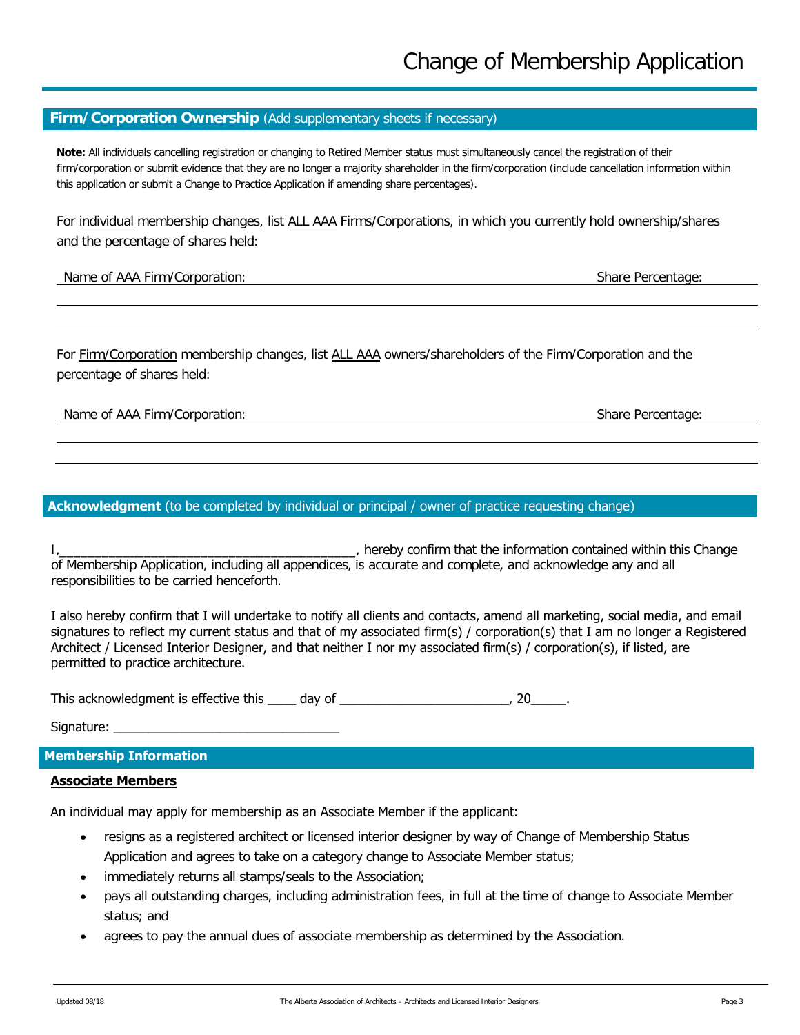# Change of Membership Application

## Firm/Corporation Ownership (Add supplementary sheets if necessary)

**Note:** All individuals cancelling registration or changing to Retired Member status must simultaneously cancel the registration of their firm/corporation or submit evidence that they are no longer a majority shareholder in the firm/corporation (include cancellation information within this application or submit a Change to Practice Application if amending share percentages).

For individual membership changes, list ALL AAA Firms/Corporations, in which you currently hold ownership/shares and the percentage of shares held:

| Name of AAA Firm/Corporation: | Share Percentage: |
|---|---|
| | |
| | |

For Firm/Corporation membership changes, list ALL AAA owners/shareholders of the Firm/Corporation and the percentage of shares held:

| Name of AAA Firm/Corporation: | Share Percentage: |
|---|---|
| | |
| | |

## Acknowledgment (to be completed by individual or principal / owner of practice requesting change)

I,__________________________________________, hereby confirm that the information contained within this Change of Membership Application, including all appendices, is accurate and complete, and acknowledge any and all responsibilities to be carried henceforth.

I also hereby confirm that I will undertake to notify all clients and contacts, amend all marketing, social media, and email signatures to reflect my current status and that of my associated firm(s) / corporation(s) that I am no longer a Registered Architect / Licensed Interior Designer, and that neither I nor my associated firm(s) / corporation(s), if listed, are permitted to practice architecture.

This acknowledgment is effective this ____ day of ________________________, 20_____.

Signature: ________________________________

## Membership Information

### Associate Members

An individual may apply for membership as an Associate Member if the applicant:

- resigns as a registered architect or licensed interior designer by way of Change of Membership Status Application and agrees to take on a category change to Associate Member status;
- immediately returns all stamps/seals to the Association;
- pays all outstanding charges, including administration fees, in full at the time of change to Associate Member status; and
- agrees to pay the annual dues of associate membership as determined by the Association.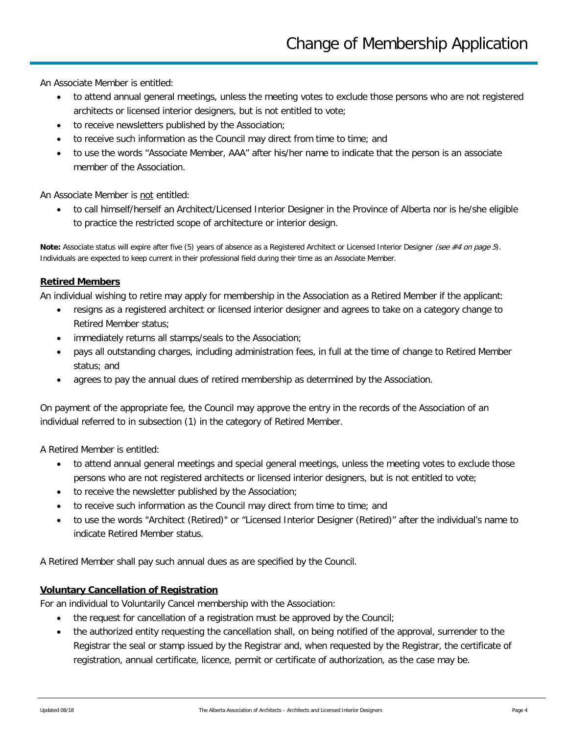An Associate Member is entitled:

- to attend annual general meetings, unless the meeting votes to exclude those persons who are not registered architects or licensed interior designers, but is not entitled to vote;
- to receive newsletters published by the Association;
- to receive such information as the Council may direct from time to time; and
- to use the words "Associate Member, AAA" after his/her name to indicate that the person is an associate member of the Association.

An Associate Member is not entitled:

- to call himself/herself an Architect/Licensed Interior Designer in the Province of Alberta nor is he/she eligible to practice the restricted scope of architecture or interior design.

**Note:** Associate status will expire after five (5) years of absence as a Registered Architect or Licensed Interior Designer *(see #4 on page 5)*. Individuals are expected to keep current in their professional field during their time as an Associate Member.

## Retired Members

An individual wishing to retire may apply for membership in the Association as a Retired Member if the applicant:

- resigns as a registered architect or licensed interior designer and agrees to take on a category change to Retired Member status;
- immediately returns all stamps/seals to the Association;
- pays all outstanding charges, including administration fees, in full at the time of change to Retired Member status; and
- agrees to pay the annual dues of retired membership as determined by the Association.

On payment of the appropriate fee, the Council may approve the entry in the records of the Association of an individual referred to in subsection (1) in the category of Retired Member.

A Retired Member is entitled:

- to attend annual general meetings and special general meetings, unless the meeting votes to exclude those persons who are not registered architects or licensed interior designers, but is not entitled to vote;
- to receive the newsletter published by the Association;
- to receive such information as the Council may direct from time to time; and
- to use the words "Architect (Retired)" or "Licensed Interior Designer (Retired)" after the individual's name to indicate Retired Member status.

A Retired Member shall pay such annual dues as are specified by the Council.

## Voluntary Cancellation of Registration

For an individual to Voluntarily Cancel membership with the Association:

- the request for cancellation of a registration must be approved by the Council;
- the authorized entity requesting the cancellation shall, on being notified of the approval, surrender to the Registrar the seal or stamp issued by the Registrar and, when requested by the Registrar, the certificate of registration, annual certificate, licence, permit or certificate of authorization, as the case may be.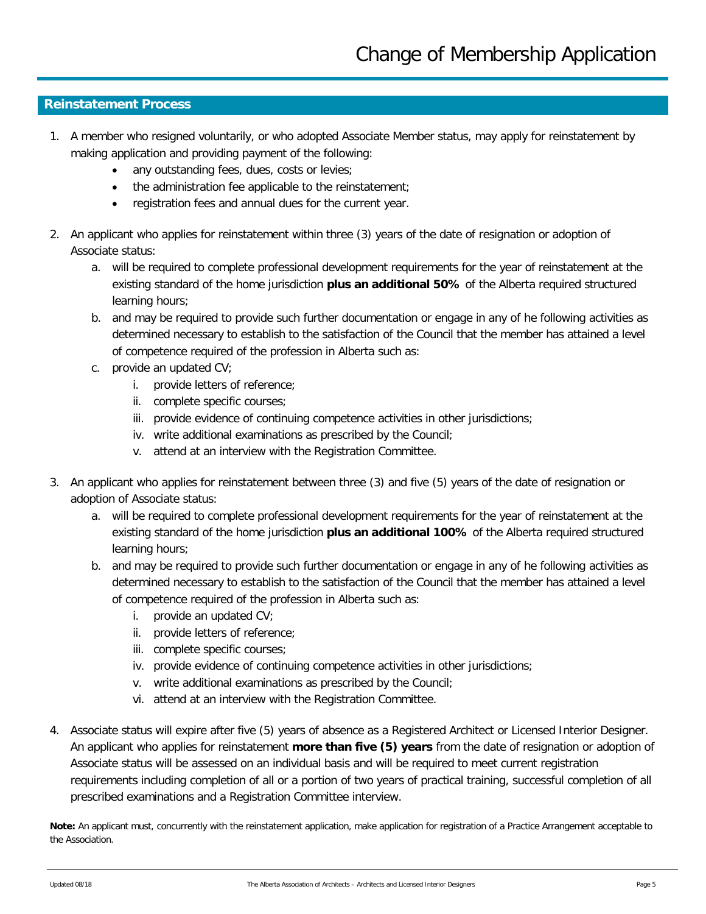# Change of Membership Application

## Reinstatement Process

1. A member who resigned voluntarily, or who adopted Associate Member status, may apply for reinstatement by making application and providing payment of the following:
   - any outstanding fees, dues, costs or levies;
   - the administration fee applicable to the reinstatement;
   - registration fees and annual dues for the current year.

2. An applicant who applies for reinstatement within three (3) years of the date of resignation or adoption of Associate status:
   a. will be required to complete professional development requirements for the year of reinstatement at the existing standard of the home jurisdiction **plus an additional 50%** of the Alberta required structured learning hours;
   b. and may be required to provide such further documentation or engage in any of he following activities as determined necessary to establish to the satisfaction of the Council that the member has attained a level of competence required of the profession in Alberta such as:
   c. provide an updated CV;
      i. provide letters of reference;
      ii. complete specific courses;
      iii. provide evidence of continuing competence activities in other jurisdictions;
      iv. write additional examinations as prescribed by the Council;
      v. attend at an interview with the Registration Committee.

3. An applicant who applies for reinstatement between three (3) and five (5) years of the date of resignation or adoption of Associate status:
   a. will be required to complete professional development requirements for the year of reinstatement at the existing standard of the home jurisdiction **plus an additional 100%** of the Alberta required structured learning hours;
   b. and may be required to provide such further documentation or engage in any of he following activities as determined necessary to establish to the satisfaction of the Council that the member has attained a level of competence required of the profession in Alberta such as:
      i. provide an updated CV;
      ii. provide letters of reference;
      iii. complete specific courses;
      iv. provide evidence of continuing competence activities in other jurisdictions;
      v. write additional examinations as prescribed by the Council;
      vi. attend at an interview with the Registration Committee.

4. Associate status will expire after five (5) years of absence as a Registered Architect or Licensed Interior Designer. An applicant who applies for reinstatement **more than five (5) years** from the date of resignation or adoption of Associate status will be assessed on an individual basis and will be required to meet current registration requirements including completion of all or a portion of two years of practical training, successful completion of all prescribed examinations and a Registration Committee interview.

**Note:** An applicant must, concurrently with the reinstatement application, make application for registration of a Practice Arrangement acceptable to the Association.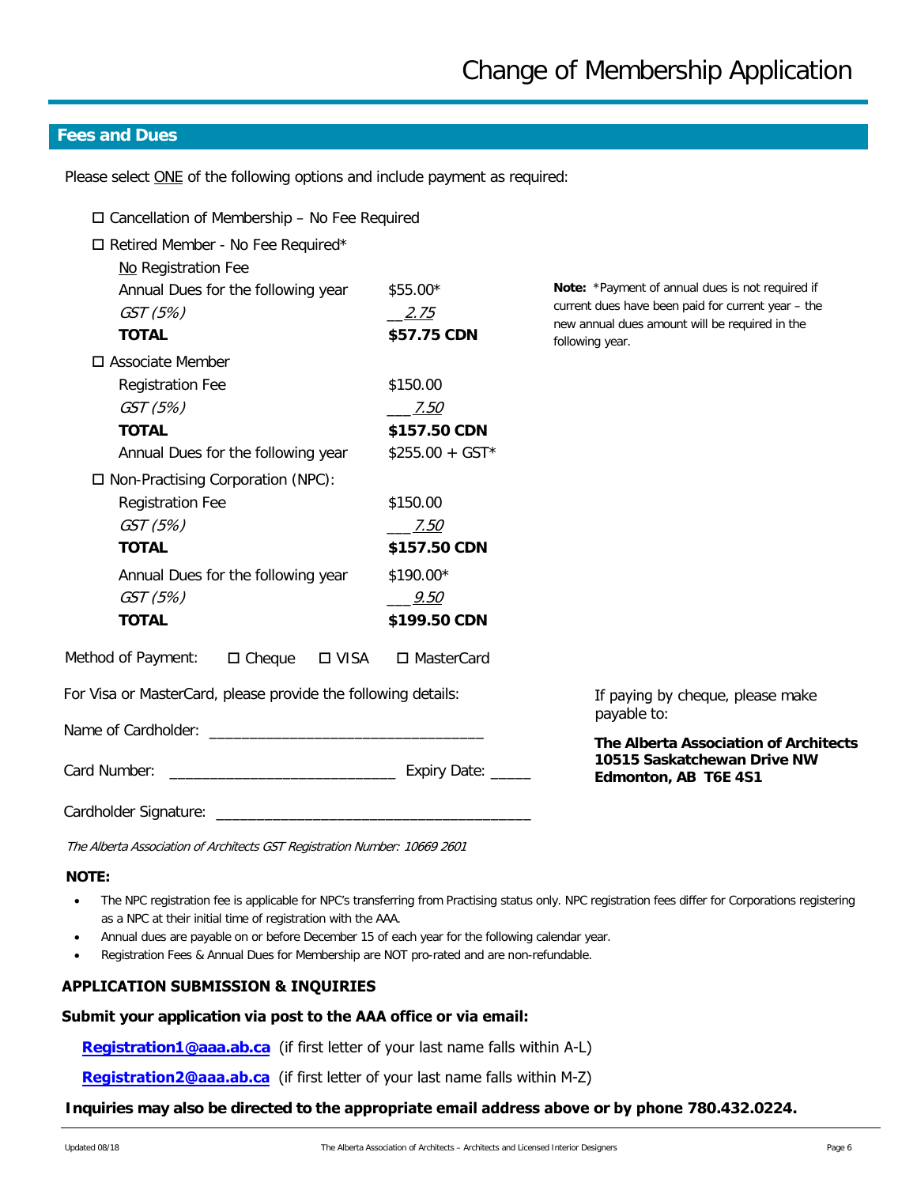# Change of Membership Application

## Fees and Dues

Please select ONE of the following options and include payment as required:

☐ Cancellation of Membership – No Fee Required

☐ Retired Member - No Fee Required*

| | |
|---|---|
| No Registration Fee | |
| Annual Dues for the following year | $55.00* |
| *GST (5%)* | 2.75 |
| **TOTAL** | **$57.75 CDN** |

**Note:** *Payment of annual dues is not required if current dues have been paid for current year – the new annual dues amount will be required in the following year.

☐ Associate Member

| | |
|---|---|
| Registration Fee | $150.00 |
| *GST (5%)* | 7.50 |
| **TOTAL** | **$157.50 CDN** |
| Annual Dues for the following year | $255.00 + GST* |

☐ Non-Practising Corporation (NPC):

| | |
|---|---|
| Registration Fee | $150.00 |
| *GST (5%)* | 7.50 |
| **TOTAL** | **$157.50 CDN** |
| Annual Dues for the following year | $190.00* |
| *GST (5%)* | 9.50 |
| **TOTAL** | **$199.50 CDN** |

Method of Payment: ☐ Cheque ☐ VISA ☐ MasterCard

For Visa or MasterCard, please provide the following details:

Name of Cardholder: ________________________________

Card Number: ___________________________ Expiry Date: _____

Cardholder Signature: ______________________________________

If paying by cheque, please make payable to:

**The Alberta Association of Architects**
**10515 Saskatchewan Drive NW**
**Edmonton, AB T6E 4S1**

*The Alberta Association of Architects GST Registration Number: 10669 2601*

**NOTE:**

- The NPC registration fee is applicable for NPC's transferring from Practising status only. NPC registration fees differ for Corporations registering as a NPC at their initial time of registration with the AAA.
- Annual dues are payable on or before December 15 of each year for the following calendar year.
- Registration Fees & Annual Dues for Membership are NOT pro-rated and are non-refundable.

**APPLICATION SUBMISSION & INQUIRIES**

**Submit your application via post to the AAA office or via email:**

**Registration1@aaa.ab.ca** (if first letter of your last name falls within A-L)

**Registration2@aaa.ab.ca** (if first letter of your last name falls within M-Z)

**Inquiries may also be directed to the appropriate email address above or by phone 780.432.0224.**